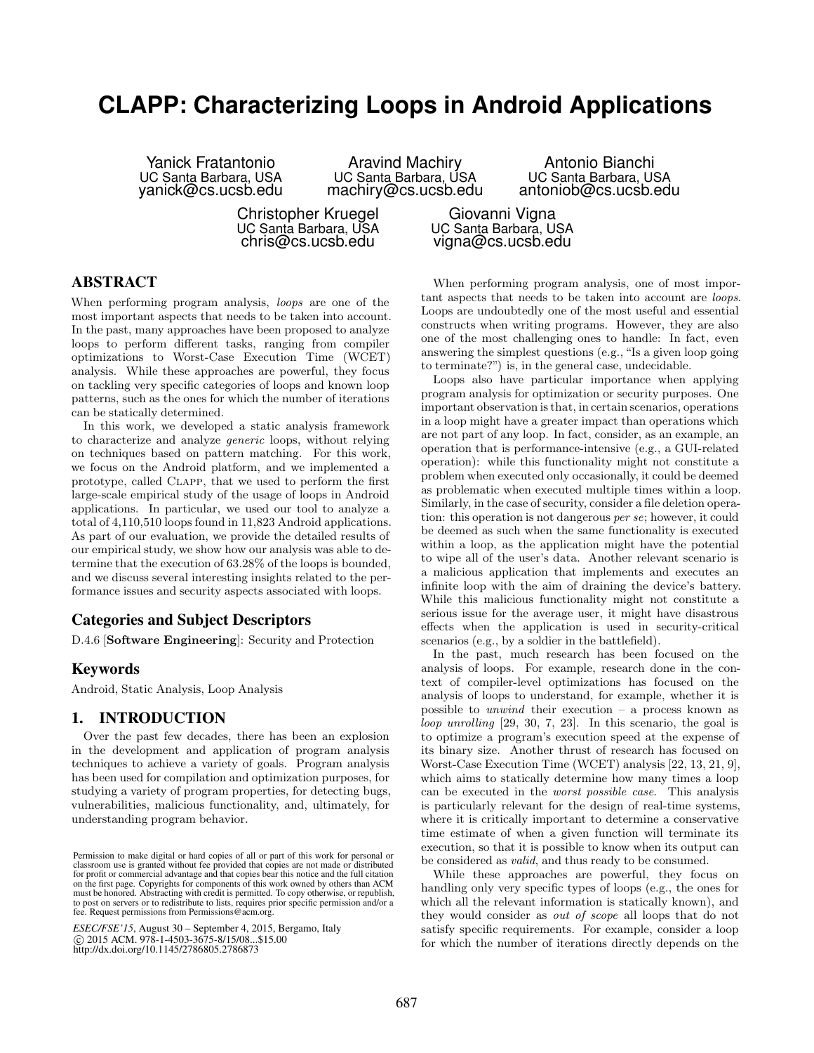# CLAPP: Characterizing Loops in Android Applications

Yanick Fratantonio
UC Santa Barbara, USA
yanick@cs.ucsb.edu

Aravind Machiry
UC Santa Barbara, USA
machiry@cs.ucsb.edu

Antonio Bianchi
UC Santa Barbara, USA
antoniob@cs.ucsb.edu

Christopher Kruegel
UC Santa Barbara, USA
chris@cs.ucsb.edu

Giovanni Vigna
UC Santa Barbara, USA
vigna@cs.ucsb.edu

## ABSTRACT

When performing program analysis, *loops* are one of the most important aspects that needs to be taken into account. In the past, many approaches have been proposed to analyze loops to perform different tasks, ranging from compiler optimizations to Worst-Case Execution Time (WCET) analysis. While these approaches are powerful, they focus on tackling very specific categories of loops and known loop patterns, such as the ones for which the number of iterations can be statically determined.

In this work, we developed a static analysis framework to characterize and analyze *generic* loops, without relying on techniques based on pattern matching. For this work, we focus on the Android platform, and we implemented a prototype, called Clapp, that we used to perform the first large-scale empirical study of the usage of loops in Android applications. In particular, we used our tool to analyze a total of 4,110,510 loops found in 11,823 Android applications. As part of our evaluation, we provide the detailed results of our empirical study, we show how our analysis was able to determine that the execution of 63.28% of the loops is bounded, and we discuss several interesting insights related to the performance issues and security aspects associated with loops.

## Categories and Subject Descriptors

D.4.6 [**Software Engineering**]: Security and Protection

## Keywords

Android, Static Analysis, Loop Analysis

## 1. INTRODUCTION

Over the past few decades, there has been an explosion in the development and application of program analysis techniques to achieve a variety of goals. Program analysis has been used for compilation and optimization purposes, for studying a variety of program properties, for detecting bugs, vulnerabilities, malicious functionality, and, ultimately, for understanding program behavior.

Permission to make digital or hard copies of all or part of this work for personal or classroom use is granted without fee provided that copies are not made or distributed for profit or commercial advantage and that copies bear this notice and the full citation on the first page. Copyrights for components of this work owned by others than ACM must be honored. Abstracting with credit is permitted. To copy otherwise, or republish, to post on servers or to redistribute to lists, requires prior specific permission and/or a fee. Request permissions from Permissions@acm.org.

*ESEC/FSE'15*, August 30 – September 4, 2015, Bergamo, Italy
© 2015 ACM. 978-1-4503-3675-8/15/08...$15.00
http://dx.doi.org/10.1145/2786805.2786873

When performing program analysis, one of most important aspects that needs to be taken into account are *loops*. Loops are undoubtedly one of the most useful and essential constructs when writing programs. However, they are also one of the most challenging ones to handle: In fact, even answering the simplest questions (e.g., "Is a given loop going to terminate?") is, in the general case, undecidable.

Loops also have particular importance when applying program analysis for optimization or security purposes. One important observation is that, in certain scenarios, operations in a loop might have a greater impact than operations which are not part of any loop. In fact, consider, as an example, an operation that is performance-intensive (e.g., a GUI-related operation): while this functionality might not constitute a problem when executed only occasionally, it could be deemed as problematic when executed multiple times within a loop. Similarly, in the case of security, consider a file deletion operation: this operation is not dangerous *per se*; however, it could be deemed as such when the same functionality is executed within a loop, as the application might have the potential to wipe all of the user's data. Another relevant scenario is a malicious application that implements and executes an infinite loop with the aim of draining the device's battery. While this malicious functionality might not constitute a serious issue for the average user, it might have disastrous effects when the application is used in security-critical scenarios (e.g., by a soldier in the battlefield).

In the past, much research has been focused on the analysis of loops. For example, research done in the context of compiler-level optimizations has focused on the analysis of loops to understand, for example, whether it is possible to *unwind* their execution – a process known as *loop unrolling* [29, 30, 7, 23]. In this scenario, the goal is to optimize a program's execution speed at the expense of its binary size. Another thrust of research has focused on Worst-Case Execution Time (WCET) analysis [22, 13, 21, 9], which aims to statically determine how many times a loop can be executed in the *worst possible case*. This analysis is particularly relevant for the design of real-time systems, where it is critically important to determine a conservative time estimate of when a given function will terminate its execution, so that it is possible to know when its output can be considered as *valid*, and thus ready to be consumed.

While these approaches are powerful, they focus on handling only very specific types of loops (e.g., the ones for which all the relevant information is statically known), and they would consider as *out of scope* all loops that do not satisfy specific requirements. For example, consider a loop for which the number of iterations directly depends on the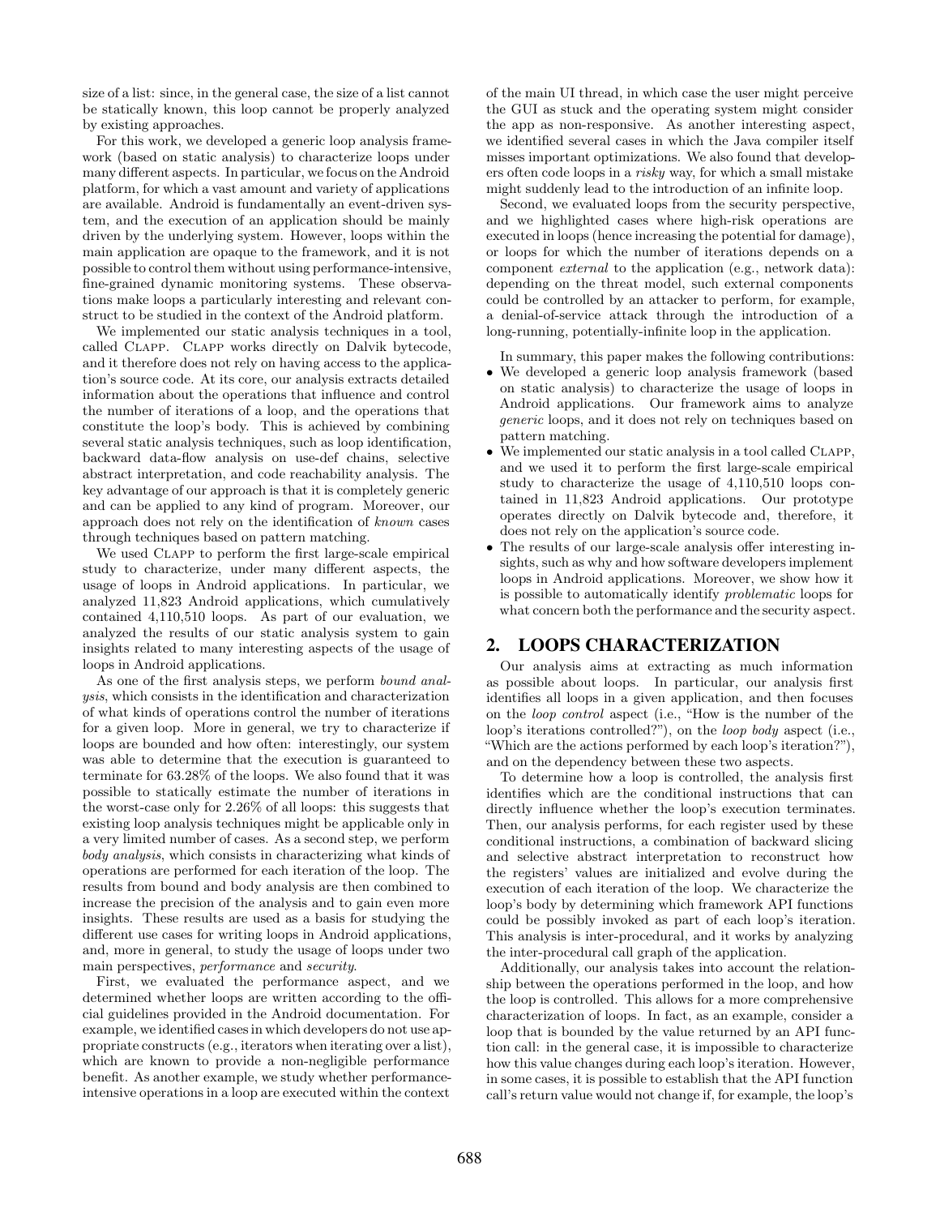size of a list: since, in the general case, the size of a list cannot be statically known, this loop cannot be properly analyzed by existing approaches.

For this work, we developed a generic loop analysis framework (based on static analysis) to characterize loops under many different aspects. In particular, we focus on the Android platform, for which a vast amount and variety of applications are available. Android is fundamentally an event-driven system, and the execution of an application should be mainly driven by the underlying system. However, loops within the main application are opaque to the framework, and it is not possible to control them without using performance-intensive, fine-grained dynamic monitoring systems. These observations make loops a particularly interesting and relevant construct to be studied in the context of the Android platform.

We implemented our static analysis techniques in a tool, called Clapp. Clapp works directly on Dalvik bytecode, and it therefore does not rely on having access to the application's source code. At its core, our analysis extracts detailed information about the operations that influence and control the number of iterations of a loop, and the operations that constitute the loop's body. This is achieved by combining several static analysis techniques, such as loop identification, backward data-flow analysis on use-def chains, selective abstract interpretation, and code reachability analysis. The key advantage of our approach is that it is completely generic and can be applied to any kind of program. Moreover, our approach does not rely on the identification of *known* cases through techniques based on pattern matching.

We used Clapp to perform the first large-scale empirical study to characterize, under many different aspects, the usage of loops in Android applications. In particular, we analyzed 11,823 Android applications, which cumulatively contained 4,110,510 loops. As part of our evaluation, we analyzed the results of our static analysis system to gain insights related to many interesting aspects of the usage of loops in Android applications.

As one of the first analysis steps, we perform *bound analysis*, which consists in the identification and characterization of what kinds of operations control the number of iterations for a given loop. More in general, we try to characterize if loops are bounded and how often: interestingly, our system was able to determine that the execution is guaranteed to terminate for 63.28% of the loops. We also found that it was possible to statically estimate the number of iterations in the worst-case only for 2.26% of all loops: this suggests that existing loop analysis techniques might be applicable only in a very limited number of cases. As a second step, we perform *body analysis*, which consists in characterizing what kinds of operations are performed for each iteration of the loop. The results from bound and body analysis are then combined to increase the precision of the analysis and to gain even more insights. These results are used as a basis for studying the different use cases for writing loops in Android applications, and, more in general, to study the usage of loops under two main perspectives, *performance* and *security*.

First, we evaluated the performance aspect, and we determined whether loops are written according to the official guidelines provided in the Android documentation. For example, we identified cases in which developers do not use appropriate constructs (e.g., iterators when iterating over a list), which are known to provide a non-negligible performance benefit. As another example, we study whether performance-intensive operations in a loop are executed within the context of the main UI thread, in which case the user might perceive the GUI as stuck and the operating system might consider the app as non-responsive. As another interesting aspect, we identified several cases in which the Java compiler itself misses important optimizations. We also found that developers often code loops in a *risky* way, for which a small mistake might suddenly lead to the introduction of an infinite loop.

Second, we evaluated loops from the security perspective, and we highlighted cases where high-risk operations are executed in loops (hence increasing the potential for damage), or loops for which the number of iterations depends on a component *external* to the application (e.g., network data): depending on the threat model, such external components could be controlled by an attacker to perform, for example, a denial-of-service attack through the introduction of a long-running, potentially-infinite loop in the application.

In summary, this paper makes the following contributions:

- We developed a generic loop analysis framework (based on static analysis) to characterize the usage of loops in Android applications. Our framework aims to analyze *generic* loops, and it does not rely on techniques based on pattern matching.
- We implemented our static analysis in a tool called Clapp, and we used it to perform the first large-scale empirical study to characterize the usage of 4,110,510 loops contained in 11,823 Android applications. Our prototype operates directly on Dalvik bytecode and, therefore, it does not rely on the application's source code.
- The results of our large-scale analysis offer interesting insights, such as why and how software developers implement loops in Android applications. Moreover, we show how it is possible to automatically identify *problematic* loops for what concern both the performance and the security aspect.

## 2. LOOPS CHARACTERIZATION

Our analysis aims at extracting as much information as possible about loops. In particular, our analysis first identifies all loops in a given application, and then focuses on the *loop control* aspect (i.e., "How is the number of the loop's iterations controlled?"), on the *loop body* aspect (i.e., "Which are the actions performed by each loop's iteration?"), and on the dependency between these two aspects.

To determine how a loop is controlled, the analysis first identifies which are the conditional instructions that can directly influence whether the loop's execution terminates. Then, our analysis performs, for each register used by these conditional instructions, a combination of backward slicing and selective abstract interpretation to reconstruct how the registers' values are initialized and evolve during the execution of each iteration of the loop. We characterize the loop's body by determining which framework API functions could be possibly invoked as part of each loop's iteration. This analysis is inter-procedural, and it works by analyzing the inter-procedural call graph of the application.

Additionally, our analysis takes into account the relationship between the operations performed in the loop, and how the loop is controlled. This allows for a more comprehensive characterization of loops. In fact, as an example, consider a loop that is bounded by the value returned by an API function call: in the general case, it is impossible to characterize how this value changes during each loop's iteration. However, in some cases, it is possible to establish that the API function call's return value would not change if, for example, the loop's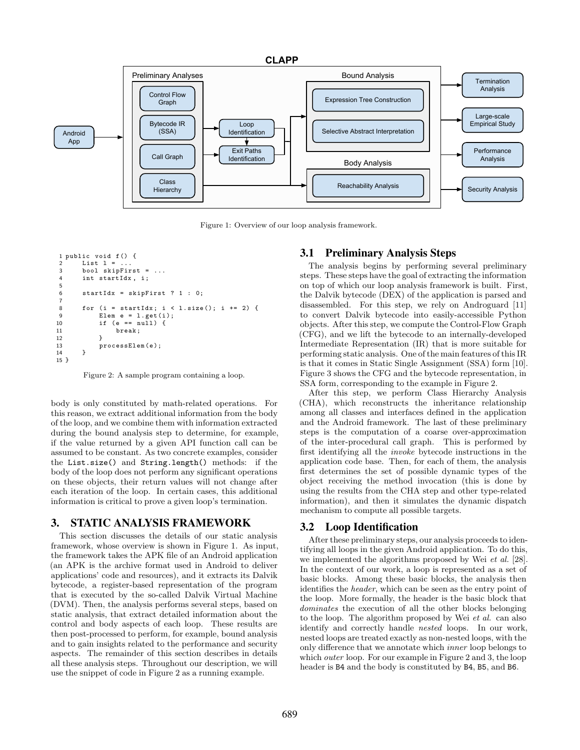Figure 1: Overview of our loop analysis framework.

```
1 public void f() {
2     List l = ...
3     bool skipFirst = ...
4     int startIdx, i;
5
6     startIdx = skipFirst ? 1 : 0;
7
8     for (i = startIdx; i < l.size(); i += 2) {
9         Elem e = l.get(i);
10        if (e == null) {
11            break;
12        }
13        processElem(e);
14    }
15 }
```

Figure 2: A sample program containing a loop.

body is only constituted by math-related operations. For this reason, we extract additional information from the body of the loop, and we combine them with information extracted during the bound analysis step to determine, for example, if the value returned by a given API function call can be assumed to be constant. As two concrete examples, consider the `List.size()` and `String.length()` methods: if the body of the loop does not perform any significant operations on these objects, their return values will not change after each iteration of the loop. In certain cases, this additional information is critical to prove a given loop's termination.

## 3. STATIC ANALYSIS FRAMEWORK

This section discusses the details of our static analysis framework, whose overview is shown in Figure 1. As input, the framework takes the APK file of an Android application (an APK is the archive format used in Android to deliver applications' code and resources), and it extracts its Dalvik bytecode, a register-based representation of the program that is executed by the so-called Dalvik Virtual Machine (DVM). Then, the analysis performs several steps, based on static analysis, that extract detailed information about the control and body aspects of each loop. These results are then post-processed to perform, for example, bound analysis and to gain insights related to the performance and security aspects. The remainder of this section describes in details all these analysis steps. Throughout our description, we will use the snippet of code in Figure 2 as a running example.

### 3.1 Preliminary Analysis Steps

The analysis begins by performing several preliminary steps. These steps have the goal of extracting the information on top of which our loop analysis framework is built. First, the Dalvik bytecode (DEX) of the application is parsed and disassembled. For this step, we rely on Androguard [11] to convert Dalvik bytecode into easily-accessible Python objects. After this step, we compute the Control-Flow Graph (CFG), and we lift the bytecode to an internally-developed Intermediate Representation (IR) that is more suitable for performing static analysis. One of the main features of this IR is that it comes in Static Single Assignment (SSA) form [10]. Figure 3 shows the CFG and the bytecode representation, in SSA form, corresponding to the example in Figure 2.

After this step, we perform Class Hierarchy Analysis (CHA), which reconstructs the inheritance relationship among all classes and interfaces defined in the application and the Android framework. The last of these preliminary steps is the computation of a coarse over-approximation of the inter-procedural call graph. This is performed by first identifying all the *invoke* bytecode instructions in the application code base. Then, for each of them, the analysis first determines the set of possible dynamic types of the object receiving the method invocation (this is done by using the results from the CHA step and other type-related information), and then it simulates the dynamic dispatch mechanism to compute all possible targets.

### 3.2 Loop Identification

After these preliminary steps, our analysis proceeds to identifying all loops in the given Android application. To do this, we implemented the algorithms proposed by Wei *et al.* [28]. In the context of our work, a loop is represented as a set of basic blocks. Among these basic blocks, the analysis then identifies the *header*, which can be seen as the entry point of the loop. More formally, the header is the basic block that *dominates* the execution of all the other blocks belonging to the loop. The algorithm proposed by Wei *et al.* can also identify and correctly handle *nested* loops. In our work, nested loops are treated exactly as non-nested loops, with the only difference that we annotate which *inner* loop belongs to which *outer* loop. For our example in Figure 2 and 3, the loop header is `B4` and the body is constituted by `B4`, `B5`, and `B6`.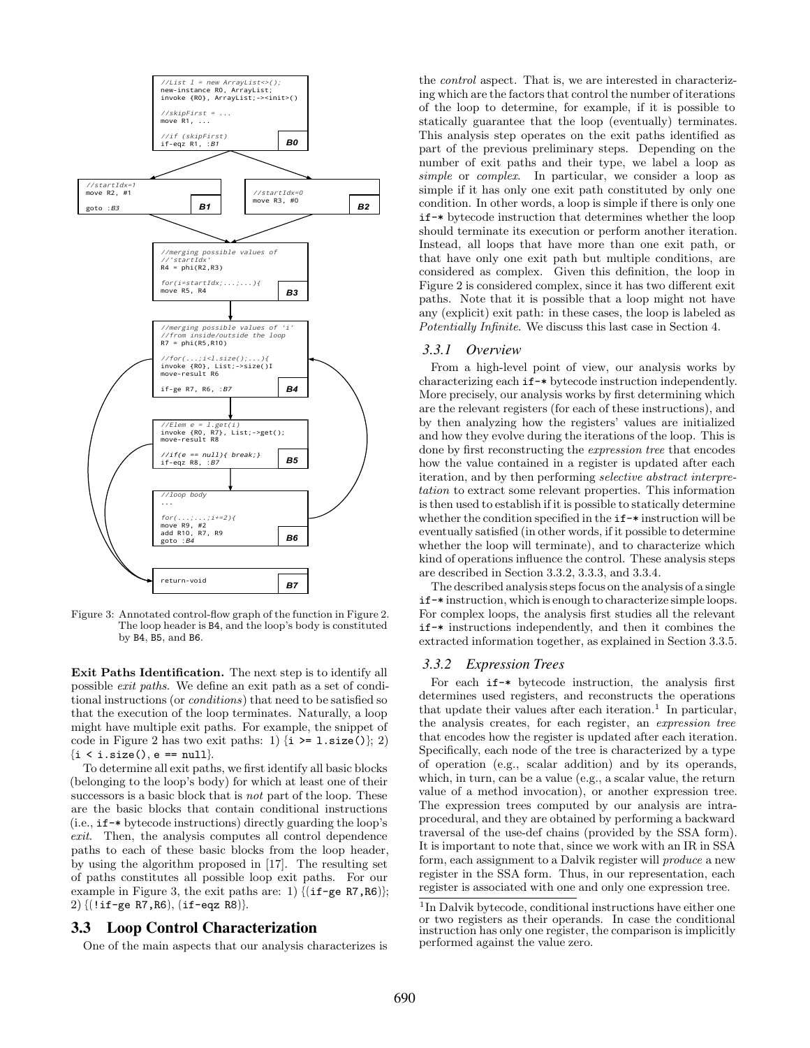```
//List l = new ArrayList<>();
new-instance R0, ArrayList;
invoke {R0}, ArrayList;-><init>()

//skipFirst = ...
move R1, ...

//if (skipFirst)
if-eqz R1, :B1                                   B0
```

```
//startIdx=1
move R2, #1

goto :B3                                         B1
```

```
//startIdx=0
move R3, #0                                      B2
```

```
//merging possible values of
//'startIdx'
R4 = phi(R2,R3)

for(i=startIdx;...;...){
move R5, R4                                      B3
```

```
//merging possible values of 'i'
//from inside/outside the loop
R7 = phi(R5,R10)

//for(...;i<l.size();...){
invoke {R0}, List;->size()I
move-result R6

if-ge R7, R6, :B7                                B4
```

```
//Elem e = l.get(i)
invoke {R0, R7}, List;->get();
move-result R8

//if(e == null){ break;}
if-eqz R8, :B7                                   B5
```

```
//loop body
...

for(...;...;i+=2){
move R9, #2
add R10, R7, R9
goto :B4                                         B6
```

```
return-void                                      B7
```

Figure 3: Annotated control-flow graph of the function in Figure 2. The loop header is B4, and the loop's body is constituted by B4, B5, and B6.

**Exit Paths Identification.** The next step is to identify all possible *exit paths*. We define an exit path as a set of conditional instructions (or *conditions*) that need to be satisfied so that the execution of the loop terminates. Naturally, a loop might have multiple exit paths. For example, the snippet of code in Figure 2 has two exit paths: 1) {`i >= l.size()`}; 2) {`i < i.size()`, `e == null`}.

To determine all exit paths, we first identify all basic blocks (belonging to the loop's body) for which at least one of their successors is a basic block that is *not* part of the loop. These are the basic blocks that contain conditional instructions (i.e., `if-*` bytecode instructions) directly guarding the loop's *exit*. Then, the analysis computes all control dependence paths to each of these basic blocks from the loop header, by using the algorithm proposed in [17]. The resulting set of paths constitutes all possible loop exit paths. For our example in Figure 3, the exit paths are: 1) {(`if-ge R7,R6`)}; 2) {(`!if-ge R7,R6`), (`if-eqz R8`)}.

## 3.3 Loop Control Characterization

One of the main aspects that our analysis characterizes is the *control* aspect. That is, we are interested in characterizing which are the factors that control the number of iterations of the loop to determine, for example, if it is possible to statically guarantee that the loop (eventually) terminates. This analysis step operates on the exit paths identified as part of the previous preliminary steps. Depending on the number of exit paths and their type, we label a loop as *simple* or *complex*. In particular, we consider a loop as simple if it has only one exit path constituted by only one condition. In other words, a loop is simple if there is only one `if-*` bytecode instruction that determines whether the loop should terminate its execution or perform another iteration. Instead, all loops that have more than one exit path, or that have only one exit path but multiple conditions, are considered as complex. Given this definition, the loop in Figure 2 is considered complex, since it has two different exit paths. Note that it is possible that a loop might not have any (explicit) exit path: in these cases, the loop is labeled as *Potentially Infinite*. We discuss this last case in Section 4.

### 3.3.1 Overview

From a high-level point of view, our analysis works by characterizing each `if-*` bytecode instruction independently. More precisely, our analysis works by first determining which are the relevant registers (for each of these instructions), and by then analyzing how the registers' values are initialized and how they evolve during the iterations of the loop. This is done by first reconstructing the *expression tree* that encodes how the value contained in a register is updated after each iteration, and by then performing *selective abstract interpretation* to extract some relevant properties. This information is then used to establish if it is possible to statically determine whether the condition specified in the `if-*` instruction will be eventually satisfied (in other words, if it possible to determine whether the loop will terminate), and to characterize which kind of operations influence the control. These analysis steps are described in Section 3.3.2, 3.3.3, and 3.3.4.

The described analysis steps focus on the analysis of a single `if-*` instruction, which is enough to characterize simple loops. For complex loops, the analysis first studies all the relevant `if-*` instructions independently, and then it combines the extracted information together, as explained in Section 3.3.5.

### 3.3.2 Expression Trees

For each `if-*` bytecode instruction, the analysis first determines used registers, and reconstructs the operations that update their values after each iteration.[1] In particular, the analysis creates, for each register, an *expression tree* that encodes how the register is updated after each iteration. Specifically, each node of the tree is characterized by a type of operation (e.g., scalar addition) and by its operands, which, in turn, can be a value (e.g., a scalar value, the return value of a method invocation), or another expression tree. The expression trees computed by our analysis are intraprocedural, and they are obtained by performing a backward traversal of the use-def chains (provided by the SSA form). It is important to note that, since we work with an IR in SSA form, each assignment to a Dalvik register will *produce* a new register in the SSA form. Thus, in our representation, each register is associated with one and only one expression tree.

[1] In Dalvik bytecode, conditional instructions have either one or two registers as their operands. In case the conditional instruction has only one register, the comparison is implicitly performed against the value zero.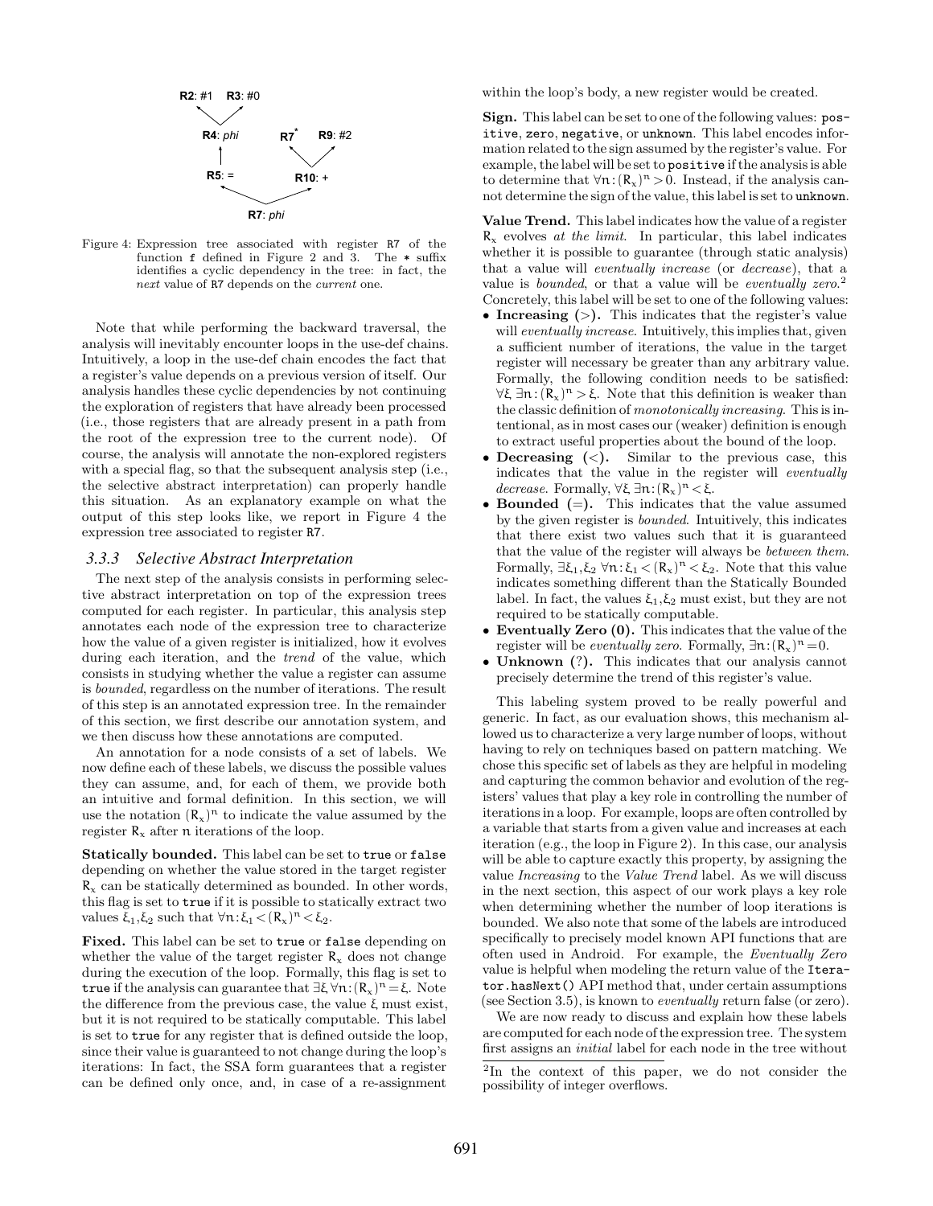R2: #1 R3: #0

R4: *phi* R7* R9: #2

R5: = R10: +

R7: *phi*

Figure 4: Expression tree associated with register R7 of the function f defined in Figure 2 and 3. The * suffix identifies a cyclic dependency in the tree: in fact, the *next* value of R7 depends on the *current* one.

Note that while performing the backward traversal, the analysis will inevitably encounter loops in the use-def chains. Intuitively, a loop in the use-def chain encodes the fact that a register's value depends on a previous version of itself. Our analysis handles these cyclic dependencies by not continuing the exploration of registers that have already been processed (i.e., those registers that are already present in a path from the root of the expression tree to the current node). Of course, the analysis will annotate the non-explored registers with a special flag, so that the subsequent analysis step (i.e., the selective abstract interpretation) can properly handle this situation. As an explanatory example on what the output of this step looks like, we report in Figure 4 the expression tree associated to register R7.

### 3.3.3 Selective Abstract Interpretation

The next step of the analysis consists in performing selective abstract interpretation on top of the expression trees computed for each register. In particular, this analysis step annotates each node of the expression tree to characterize how the value of a given register is initialized, how it evolves during each iteration, and the *trend* of the value, which consists in studying whether the value a register can assume is *bounded*, regardless on the number of iterations. The result of this step is an annotated expression tree. In the remainder of this section, we first describe our annotation system, and we then discuss how these annotations are computed.

An annotation for a node consists of a set of labels. We now define each of these labels, we discuss the possible values they can assume, and, for each of them, we provide both an intuitive and formal definition. In this section, we will use the notation $(R_x)^n$ to indicate the value assumed by the register $R_x$ after $n$ iterations of the loop.

**Statically bounded.** This label can be set to true or false depending on whether the value stored in the target register $R_x$ can be statically determined as bounded. In other words, this flag is set to true if it is possible to statically extract two values $\xi_1, \xi_2$ such that $\forall n : \xi_1 < (R_x)^n < \xi_2$.

**Fixed.** This label can be set to true or false depending on whether the value of the target register $R_x$ does not change during the execution of the loop. Formally, this flag is set to true if the analysis can guarantee that $\exists \xi \, \forall n : (R_x)^n = \xi$. Note the difference from the previous case, the value $\xi$ must exist, but it is not required to be statically computable. This label is set to true for any register that is defined outside the loop, since their value is guaranteed to not change during the loop's iterations: In fact, the SSA form guarantees that a register can be defined only once, and, in case of a re-assignment within the loop's body, a new register would be created.

**Sign.** This label can be set to one of the following values: positive, zero, negative, or unknown. This label encodes information related to the sign assumed by the register's value. For example, the label will be set to positive if the analysis is able to determine that $\forall n : (R_x)^n > 0$. Instead, if the analysis cannot determine the sign of the value, this label is set to unknown.

**Value Trend.** This label indicates how the value of a register $R_x$ evolves *at the limit*. In particular, this label indicates whether it is possible to guarantee (through static analysis) that a value will *eventually increase* (or *decrease*), that a value is *bounded*, or that a value will be *eventually zero*.[2] Concretely, this label will be set to one of the following values:

- **Increasing (>).** This indicates that the register's value will *eventually increase*. Intuitively, this implies that, given a sufficient number of iterations, the value in the target register will necessary be greater than any arbitrary value. Formally, the following condition needs to be satisfied: $\forall \xi \, \exists n : (R_x)^n > \xi$. Note that this definition is weaker than the classic definition of *monotonically increasing*. This is intentional, as in most cases our (weaker) definition is enough to extract useful properties about the bound of the loop.
- **Decreasing (<).** Similar to the previous case, this indicates that the value in the register will *eventually decrease*. Formally, $\forall \xi \, \exists n : (R_x)^n < \xi$.
- **Bounded (=).** This indicates that the value assumed by the given register is *bounded*. Intuitively, this indicates that there exist two values such that it is guaranteed that the value of the register will always be *between them*. Formally, $\exists \xi_1, \xi_2 \, \forall n : \xi_1 < (R_x)^n < \xi_2$. Note that this value indicates something different than the Statically Bounded label. In fact, the values $\xi_1, \xi_2$ must exist, but they are not required to be statically computable.
- **Eventually Zero (0).** This indicates that the value of the register will be *eventually zero*. Formally, $\exists n : (R_x)^n = 0$.
- **Unknown (?).** This indicates that our analysis cannot precisely determine the trend of this register's value.

This labeling system proved to be really powerful and generic. In fact, as our evaluation shows, this mechanism allowed us to characterize a very large number of loops, without having to rely on techniques based on pattern matching. We chose this specific set of labels as they are helpful in modeling and capturing the common behavior and evolution of the registers' values that play a key role in controlling the number of iterations in a loop. For example, loops are often controlled by a variable that starts from a given value and increases at each iteration (e.g., the loop in Figure 2). In this case, our analysis will be able to capture exactly this property, by assigning the value *Increasing* to the *Value Trend* label. As we will discuss in the next section, this aspect of our work plays a key role when determining whether the number of loop iterations is bounded. We also note that some of the labels are introduced specifically to precisely model known API functions that are often used in Android. For example, the *Eventually Zero* value is helpful when modeling the return value of the Iterator.hasNext() API method that, under certain assumptions (see Section 3.5), is known to *eventually* return false (or zero).

We are now ready to discuss and explain how these labels are computed for each node of the expression tree. The system first assigns an *initial* label for each node in the tree without

[2] In the context of this paper, we do not consider the possibility of integer overflows.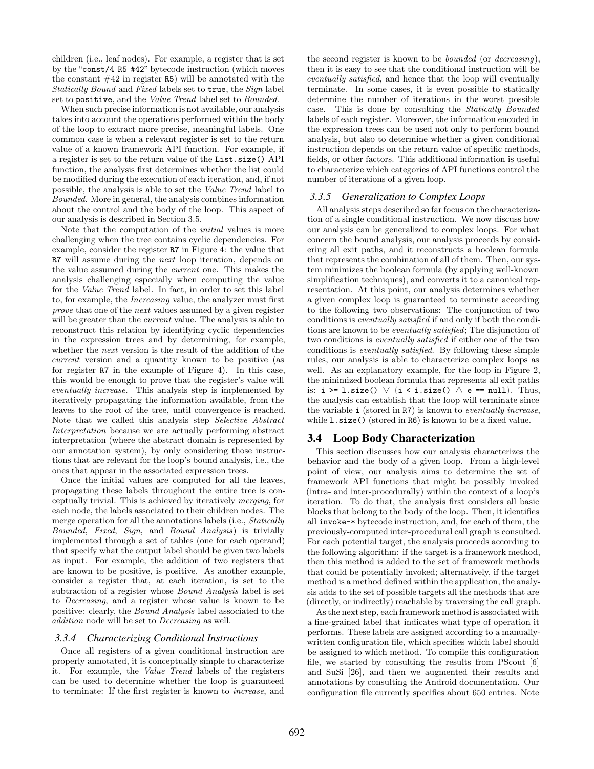children (i.e., leaf nodes). For example, a register that is set by the "const/4 R5 #42" bytecode instruction (which moves the constant #42 in register R5) will be annotated with the *Statically Bound* and *Fixed* labels set to true, the *Sign* label set to positive, and the *Value Trend* label set to *Bounded*.

When such precise information is not available, our analysis takes into account the operations performed within the body of the loop to extract more precise, meaningful labels. One common case is when a relevant register is set to the return value of a known framework API function. For example, if a register is set to the return value of the List.size() API function, the analysis first determines whether the list could be modified during the execution of each iteration, and, if not possible, the analysis is able to set the *Value Trend* label to *Bounded*. More in general, the analysis combines information about the control and the body of the loop. This aspect of our analysis is described in Section 3.5.

Note that the computation of the *initial* values is more challenging when the tree contains cyclic dependencies. For example, consider the register R7 in Figure 4: the value that R7 will assume during the *next* loop iteration, depends on the value assumed during the *current* one. This makes the analysis challenging especially when computing the value for the *Value Trend* label. In fact, in order to set this label to, for example, the *Increasing* value, the analyzer must first *prove* that one of the *next* values assumed by a given register will be greater than the *current* value. The analysis is able to reconstruct this relation by identifying cyclic dependencies in the expression trees and by determining, for example, whether the *next* version is the result of the addition of the *current* version and a quantity known to be positive (as for register R7 in the example of Figure 4). In this case, this would be enough to prove that the register's value will *eventually increase*. This analysis step is implemented by iteratively propagating the information available, from the leaves to the root of the tree, until convergence is reached. Note that we called this analysis step *Selective Abstract Interpretation* because we are actually performing abstract interpretation (where the abstract domain is represented by our annotation system), by only considering those instructions that are relevant for the loop's bound analysis, i.e., the ones that appear in the associated expression trees.

Once the initial values are computed for all the leaves, propagating these labels throughout the entire tree is conceptually trivial. This is achieved by iteratively *merging*, for each node, the labels associated to their children nodes. The merge operation for all the annotations labels (i.e., *Statically Bounded*, *Fixed*, *Sign*, and *Bound Analysis*) is trivially implemented through a set of tables (one for each operand) that specify what the output label should be given two labels as input. For example, the addition of two registers that are known to be positive, is positive. As another example, consider a register that, at each iteration, is set to the subtraction of a register whose *Bound Analysis* label is set to *Decreasing*, and a register whose value is known to be positive: clearly, the *Bound Analysis* label associated to the *addition* node will be set to *Decreasing* as well.

#### 3.3.4 Characterizing Conditional Instructions

Once all registers of a given conditional instruction are properly annotated, it is conceptually simple to characterize it. For example, the *Value Trend* labels of the registers can be used to determine whether the loop is guaranteed to terminate: If the first register is known to *increase*, and the second register is known to be *bounded* (or *decreasing*), then it is easy to see that the conditional instruction will be *eventually satisfied*, and hence that the loop will eventually terminate. In some cases, it is even possible to statically determine the number of iterations in the worst possible case. This is done by consulting the *Statically Bounded* labels of each register. Moreover, the information encoded in the expression trees can be used not only to perform bound analysis, but also to determine whether a given conditional instruction depends on the return value of specific methods, fields, or other factors. This additional information is useful to characterize which categories of API functions control the number of iterations of a given loop.

#### 3.3.5 Generalization to Complex Loops

All analysis steps described so far focus on the characterization of a single conditional instruction. We now discuss how our analysis can be generalized to complex loops. For what concern the bound analysis, our analysis proceeds by considering all exit paths, and it reconstructs a boolean formula that represents the combination of all of them. Then, our system minimizes the boolean formula (by applying well-known simplification techniques), and converts it to a canonical representation. At this point, our analysis determines whether a given complex loop is guaranteed to terminate according to the following two observations: The conjunction of two conditions is *eventually satisfied* if and only if both the conditions are known to be *eventually satisfied*; The disjunction of two conditions is *eventually satisfied* if either one of the two conditions is *eventually satisfied*. By following these simple rules, our analysis is able to characterize complex loops as well. As an explanatory example, for the loop in Figure 2, the minimized boolean formula that represents all exit paths is: i >= l.size() $\vee$ (i < i.size() $\wedge$ e == null). Thus, the analysis can establish that the loop will terminate since the variable i (stored in R7) is known to *eventually increase*, while l.size() (stored in R6) is known to be a fixed value.

### 3.4 Loop Body Characterization

This section discusses how our analysis characterizes the behavior and the body of a given loop. From a high-level point of view, our analysis aims to determine the set of framework API functions that might be possibly invoked (intra- and inter-procedurally) within the context of a loop's iteration. To do that, the analysis first considers all basic blocks that belong to the body of the loop. Then, it identifies all invoke-* bytecode instruction, and, for each of them, the previously-computed inter-procedural call graph is consulted. For each potential target, the analysis proceeds according to the following algorithm: if the target is a framework method, then this method is added to the set of framework methods that could be potentially invoked; alternatively, if the target method is a method defined within the application, the analysis adds to the set of possible targets all the methods that are (directly, or indirectly) reachable by traversing the call graph.

As the next step, each framework method is associated with a fine-grained label that indicates what type of operation it performs. These labels are assigned according to a manually-written configuration file, which specifies which label should be assigned to which method. To compile this configuration file, we started by consulting the results from PScout [6] and SuSi [26], and then we augmented their results and annotations by consulting the Android documentation. Our configuration file currently specifies about 650 entries. Note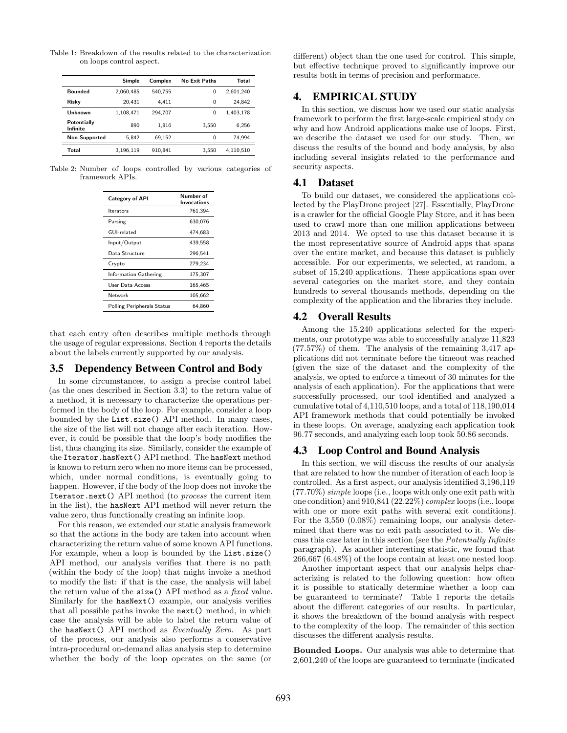Table 1: Breakdown of the results related to the characterization on loops control aspect.

| | Simple | Complex | No Exit Paths | Total |
|---|---|---|---|---|
| **Bounded** | 2,060,485 | 540,755 | 0 | 2,601,240 |
| **Risky** | 20,431 | 4,411 | 0 | 24,842 |
| **Unknown** | 1,108,471 | 294,707 | 0 | 1,403,178 |
| **Potentially Infinite** | 890 | 1,816 | 3,550 | 6,256 |
| **Non-Supported** | 5,842 | 69,152 | 0 | 74,994 |
| **Total** | 3,196,119 | 910,841 | 3,550 | 4,110,510 |

Table 2: Number of loops controlled by various categories of framework APIs.

| Category of API | Number of Invocations |
|---|---|
| Iterators | 761,394 |
| Parsing | 630,076 |
| GUI-related | 474,683 |
| Input/Output | 439,558 |
| Data Structure | 296,541 |
| Crypto | 279,234 |
| Information Gathering | 175,307 |
| User Data Access | 165,465 |
| Network | 105,662 |
| Polling Peripherals Status | 64,860 |

that each entry often describes multiple methods through the usage of regular expressions. Section 4 reports the details about the labels currently supported by our analysis.

### 3.5 Dependency Between Control and Body

In some circumstances, to assign a precise control label (as the ones described in Section 3.3) to the return value of a method, it is necessary to characterize the operations performed in the body of the loop. For example, consider a loop bounded by the `List.size()` API method. In many cases, the size of the list will not change after each iteration. However, it could be possible that the loop's body modifies the list, thus changing its size. Similarly, consider the example of the `Iterator.hasNext()` API method. The `hasNext` method is known to return zero when no more items can be processed, which, under normal conditions, is eventually going to happen. However, if the body of the loop does not invoke the `Iterator.next()` API method (to *process* the current item in the list), the `hasNext` API method will never return the value zero, thus functionally creating an infinite loop.

For this reason, we extended our static analysis framework so that the actions in the body are taken into account when characterizing the return value of some known API functions. For example, when a loop is bounded by the `List.size()` API method, our analysis verifies that there is no path (within the body of the loop) that might invoke a method to modify the list: if that is the case, the analysis will label the return value of the `size()` API method as a *fixed* value. Similarly for the `hasNext()` example, our analysis verifies that all possible paths invoke the `next()` method, in which case the analysis will be able to label the return value of the `hasNext()` API method as *Eventually Zero*. As part of the process, our analysis also performs a conservative intra-procedural on-demand alias analysis step to determine whether the body of the loop operates on the same (or different) object than the one used for control. This simple, but effective technique proved to significantly improve our results both in terms of precision and performance.

## 4. EMPIRICAL STUDY

In this section, we discuss how we used our static analysis framework to perform the first large-scale empirical study on why and how Android applications make use of loops. First, we describe the dataset we used for our study. Then, we discuss the results of the bound and body analysis, by also including several insights related to the performance and security aspects.

### 4.1 Dataset

To build our dataset, we considered the applications collected by the PlayDrone project [27]. Essentially, PlayDrone is a crawler for the official Google Play Store, and it has been used to crawl more than one million applications between 2013 and 2014. We opted to use this dataset because it is the most representative source of Android apps that spans over the entire market, and because this dataset is publicly accessible. For our experiments, we selected, at random, a subset of 15,240 applications. These applications span over several categories on the market store, and they contain hundreds to several thousands methods, depending on the complexity of the application and the libraries they include.

### 4.2 Overall Results

Among the 15,240 applications selected for the experiments, our prototype was able to successfully analyze 11,823 (77.57%) of them. The analysis of the remaining 3,417 applications did not terminate before the timeout was reached (given the size of the dataset and the complexity of the analysis, we opted to enforce a timeout of 30 minutes for the analysis of each application). For the applications that were successfully processed, our tool identified and analyzed a cumulative total of 4,110,510 loops, and a total of 118,190,014 API framework methods that could potentially be invoked in these loops. On average, analyzing each application took 96.77 seconds, and analyzing each loop took 50.86 seconds.

### 4.3 Loop Control and Bound Analysis

In this section, we will discuss the results of our analysis that are related to how the number of iteration of each loop is controlled. As a first aspect, our analysis identified 3,196,119 (77.70%) *simple* loops (i.e., loops with only one exit path with one condition) and 910,841 (22.22%) *complex* loops (i.e., loops with one or more exit paths with several exit conditions). For the 3,550 (0.08%) remaining loops, our analysis determined that there was no exit path associated to it. We discuss this case later in this section (see the *Potentially Infinite* paragraph). As another interesting statistic, we found that 266,667 (6.48%) of the loops contain at least one nested loop.

Another important aspect that our analysis helps characterizing is related to the following question: how often it is possible to statically determine whether a loop can be guaranteed to terminate? Table 1 reports the details about the different categories of our results. In particular, it shows the breakdown of the bound analysis with respect to the complexity of the loop. The remainder of this section discusses the different analysis results.

**Bounded Loops.** Our analysis was able to determine that 2,601,240 of the loops are guaranteed to terminate (indicated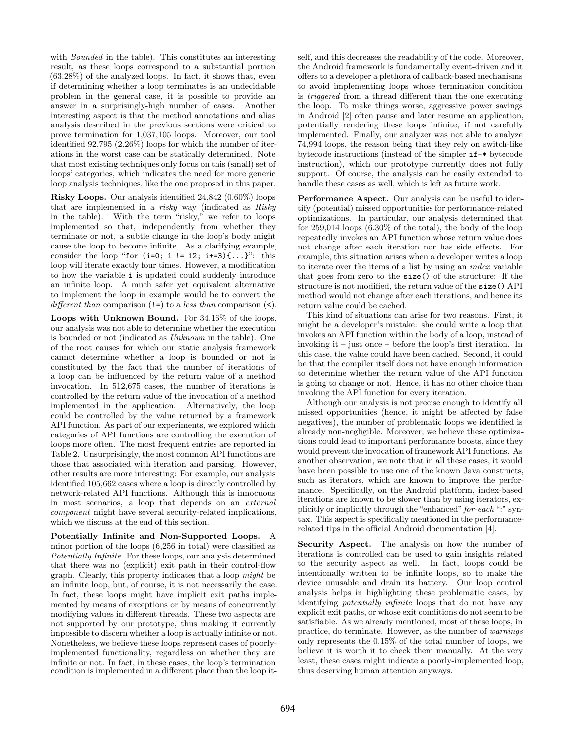with *Bounded* in the table). This constitutes an interesting result, as these loops correspond to a substantial portion (63.28%) of the analyzed loops. In fact, it shows that, even if determining whether a loop terminates is an undecidable problem in the general case, it is possible to provide an answer in a surprisingly-high number of cases. Another interesting aspect is that the method annotations and alias analysis described in the previous sections were critical to prove termination for 1,037,105 loops. Moreover, our tool identified 92,795 (2.26%) loops for which the number of iterations in the worst case can be statically determined. Note that most existing techniques only focus on this (small) set of loops' categories, which indicates the need for more generic loop analysis techniques, like the one proposed in this paper.

**Risky Loops.** Our analysis identified 24,842 (0.60%) loops that are implemented in a *risky* way (indicated as *Risky* in the table). With the term "risky," we refer to loops implemented so that, independently from whether they terminate or not, a subtle change in the loop's body might cause the loop to become infinite. As a clarifying example, consider the loop "`for (i=0; i != 12; i+=3){...}`": this loop will iterate exactly four times. However, a modification to how the variable `i` is updated could suddenly introduce an infinite loop. A much safer yet equivalent alternative to implement the loop in example would be to convert the *different than* comparison (`!=`) to a *less than* comparison (`<`).

**Loops with Unknown Bound.** For 34.16% of the loops, our analysis was not able to determine whether the execution is bounded or not (indicated as *Unknown* in the table). One of the root causes for which our static analysis framework cannot determine whether a loop is bounded or not is constituted by the fact that the number of iterations of a loop can be influenced by the return value of a method invocation. In 512,675 cases, the number of iterations is controlled by the return value of the invocation of a method implemented in the application. Alternatively, the loop could be controlled by the value returned by a framework API function. As part of our experiments, we explored which categories of API functions are controlling the execution of loops more often. The most frequent entries are reported in Table 2. Unsurprisingly, the most common API functions are those that associated with iteration and parsing. However, other results are more interesting: For example, our analysis identified 105,662 cases where a loop is directly controlled by network-related API functions. Although this is innocuous in most scenarios, a loop that depends on an *external component* might have several security-related implications, which we discuss at the end of this section.

**Potentially Infinite and Non-Supported Loops.** A minor portion of the loops (6,256 in total) were classified as *Potentially Infinite*. For these loops, our analysis determined that there was no (explicit) exit path in their control-flow graph. Clearly, this property indicates that a loop *might* be an infinite loop, but, of course, it is not necessarily the case. In fact, these loops might have implicit exit paths implemented by means of exceptions or by means of concurrently modifying values in different threads. These two aspects are not supported by our prototype, thus making it currently impossible to discern whether a loop is actually infinite or not. Nonetheless, we believe these loops represent cases of poorly-implemented functionality, regardless on whether they are infinite or not. In fact, in these cases, the loop's termination condition is implemented in a different place than the loop itself, and this decreases the readability of the code. Moreover, the Android framework is fundamentally event-driven and it offers to a developer a plethora of callback-based mechanisms to avoid implementing loops whose termination condition is *triggered* from a thread different than the one executing the loop. To make things worse, aggressive power savings in Android [2] often pause and later resume an application, potentially rendering these loops infinite, if not carefully implemented. Finally, our analyzer was not able to analyze 74,994 loops, the reason being that they rely on switch-like bytecode instructions (instead of the simpler `if-*` bytecode instruction), which our prototype currently does not fully support. Of course, the analysis can be easily extended to handle these cases as well, which is left as future work.

**Performance Aspect.** Our analysis can be useful to identify (potential) missed opportunities for performance-related optimizations. In particular, our analysis determined that for 259,014 loops (6.30% of the total), the body of the loop repeatedly invokes an API function whose return value does not change after each iteration nor has side effects. For example, this situation arises when a developer writes a loop to iterate over the items of a list by using an *index* variable that goes from zero to the `size()` of the structure: If the structure is not modified, the return value of the `size()` API method would not change after each iterations, and hence its return value could be cached.

This kind of situations can arise for two reasons. First, it might be a developer's mistake: she could write a loop that invokes an API function within the body of a loop, instead of invoking it – just once – before the loop's first iteration. In this case, the value could have been cached. Second, it could be that the compiler itself does not have enough information to determine whether the return value of the API function is going to change or not. Hence, it has no other choice than invoking the API function for every iteration.

Although our analysis is not precise enough to identify all missed opportunities (hence, it might be affected by false negatives), the number of problematic loops we identified is already non-negligible. Moreover, we believe these optimizations could lead to important performance boosts, since they would prevent the invocation of framework API functions. As another observation, we note that in all these cases, it would have been possible to use one of the known Java constructs, such as iterators, which are known to improve the performance. Specifically, on the Android platform, index-based iterations are known to be slower than by using iterators, explicitly or implicitly through the "enhanced" *for-each* ":" syntax. This aspect is specifically mentioned in the performance-related tips in the official Android documentation [4].

**Security Aspect.** The analysis on how the number of iterations is controlled can be used to gain insights related to the security aspect as well. In fact, loops could be intentionally written to be infinite loops, so to make the device unusable and drain its battery. Our loop control analysis helps in highlighting these problematic cases, by identifying *potentially infinite* loops that do not have any explicit exit paths, or whose exit conditions do not seem to be satisfiable. As we already mentioned, most of these loops, in practice, do terminate. However, as the number of *warnings* only represents the 0.15% of the total number of loops, we believe it is worth it to check them manually. At the very least, these cases might indicate a poorly-implemented loop, thus deserving human attention anyways.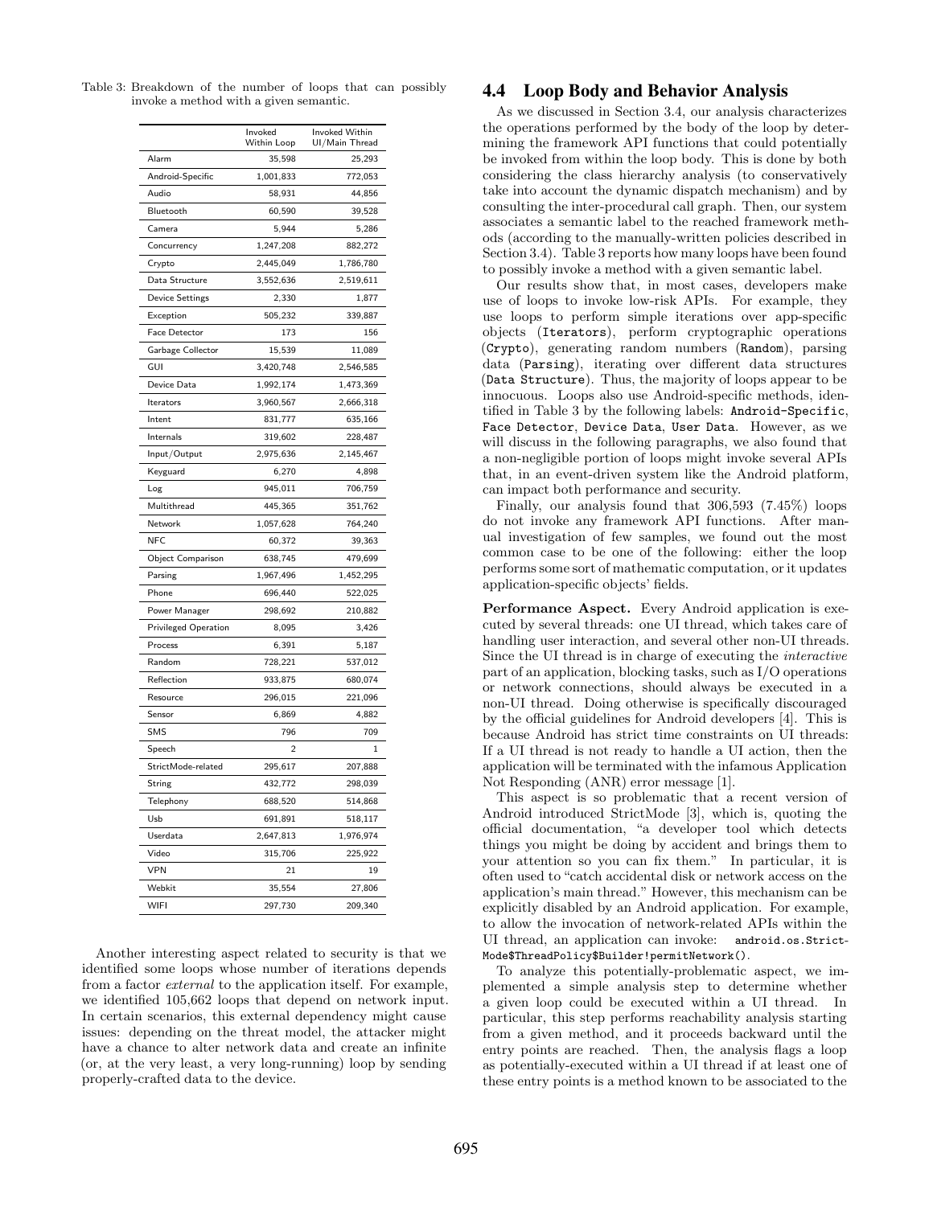Table 3: Breakdown of the number of loops that can possibly invoke a method with a given semantic.

| | Invoked Within Loop | Invoked Within UI/Main Thread |
|---|---|---|
| Alarm | 35,598 | 25,293 |
| Android-Specific | 1,001,833 | 772,053 |
| Audio | 58,931 | 44,856 |
| Bluetooth | 60,590 | 39,528 |
| Camera | 5,944 | 5,286 |
| Concurrency | 1,247,208 | 882,272 |
| Crypto | 2,445,049 | 1,786,780 |
| Data Structure | 3,552,636 | 2,519,611 |
| Device Settings | 2,330 | 1,877 |
| Exception | 505,232 | 339,887 |
| Face Detector | 173 | 156 |
| Garbage Collector | 15,539 | 11,089 |
| GUI | 3,420,748 | 2,546,585 |
| Device Data | 1,992,174 | 1,473,369 |
| Iterators | 3,960,567 | 2,666,318 |
| Intent | 831,777 | 635,166 |
| Internals | 319,602 | 228,487 |
| Input/Output | 2,975,636 | 2,145,467 |
| Keyguard | 6,270 | 4,898 |
| Log | 945,011 | 706,759 |
| Multithread | 445,365 | 351,762 |
| Network | 1,057,628 | 764,240 |
| NFC | 60,372 | 39,363 |
| Object Comparison | 638,745 | 479,699 |
| Parsing | 1,967,496 | 1,452,295 |
| Phone | 696,440 | 522,025 |
| Power Manager | 298,692 | 210,882 |
| Privileged Operation | 8,095 | 3,426 |
| Process | 6,391 | 5,187 |
| Random | 728,221 | 537,012 |
| Reflection | 933,875 | 680,074 |
| Resource | 296,015 | 221,096 |
| Sensor | 6,869 | 4,882 |
| SMS | 796 | 709 |
| Speech | 2 | 1 |
| StrictMode-related | 295,617 | 207,888 |
| String | 432,772 | 298,039 |
| Telephony | 688,520 | 514,868 |
| Usb | 691,891 | 518,117 |
| Userdata | 2,647,813 | 1,976,974 |
| Video | 315,706 | 225,922 |
| VPN | 21 | 19 |
| Webkit | 35,554 | 27,806 |
| WIFI | 297,730 | 209,340 |

Another interesting aspect related to security is that we identified some loops whose number of iterations depends from a factor *external* to the application itself. For example, we identified 105,662 loops that depend on network input. In certain scenarios, this external dependency might cause issues: depending on the threat model, the attacker might have a chance to alter network data and create an infinite (or, at the very least, a very long-running) loop by sending properly-crafted data to the device.

## 4.4 Loop Body and Behavior Analysis

As we discussed in Section 3.4, our analysis characterizes the operations performed by the body of the loop by determining the framework API functions that could potentially be invoked from within the loop body. This is done by both considering the class hierarchy analysis (to conservatively take into account the dynamic dispatch mechanism) and by consulting the inter-procedural call graph. Then, our system associates a semantic label to the reached framework methods (according to the manually-written policies described in Section 3.4). Table 3 reports how many loops have been found to possibly invoke a method with a given semantic label.

Our results show that, in most cases, developers make use of loops to invoke low-risk APIs. For example, they use loops to perform simple iterations over app-specific objects (`Iterators`), perform cryptographic operations (`Crypto`), generating random numbers (`Random`), parsing data (`Parsing`), iterating over different data structures (`Data Structure`). Thus, the majority of loops appear to be innocuous. Loops also use Android-specific methods, identified in Table 3 by the following labels: `Android-Specific`, `Face Detector`, `Device Data`, `User Data`. However, as we will discuss in the following paragraphs, we also found that a non-negligible portion of loops might invoke several APIs that, in an event-driven system like the Android platform, can impact both performance and security.

Finally, our analysis found that 306,593 (7.45%) loops do not invoke any framework API functions. After manual investigation of few samples, we found out the most common case to be one of the following: either the loop performs some sort of mathematic computation, or it updates application-specific objects' fields.

**Performance Aspect.** Every Android application is executed by several threads: one UI thread, which takes care of handling user interaction, and several other non-UI threads. Since the UI thread is in charge of executing the *interactive* part of an application, blocking tasks, such as I/O operations or network connections, should always be executed in a non-UI thread. Doing otherwise is specifically discouraged by the official guidelines for Android developers [4]. This is because Android has strict time constraints on UI threads: If a UI thread is not ready to handle a UI action, then the application will be terminated with the infamous Application Not Responding (ANR) error message [1].

This aspect is so problematic that a recent version of Android introduced StrictMode [3], which is, quoting the official documentation, "a developer tool which detects things you might be doing by accident and brings them to your attention so you can fix them." In particular, it is often used to "catch accidental disk or network access on the application's main thread." However, this mechanism can be explicitly disabled by an Android application. For example, to allow the invocation of network-related APIs within the UI thread, an application can invoke: `android.os.StrictMode$ThreadPolicy$Builder!permitNetwork()`.

To analyze this potentially-problematic aspect, we implemented a simple analysis step to determine whether a given loop could be executed within a UI thread. In particular, this step performs reachability analysis starting from a given method, and it proceeds backward until the entry points are reached. Then, the analysis flags a loop as potentially-executed within a UI thread if at least one of these entry points is a method known to be associated to the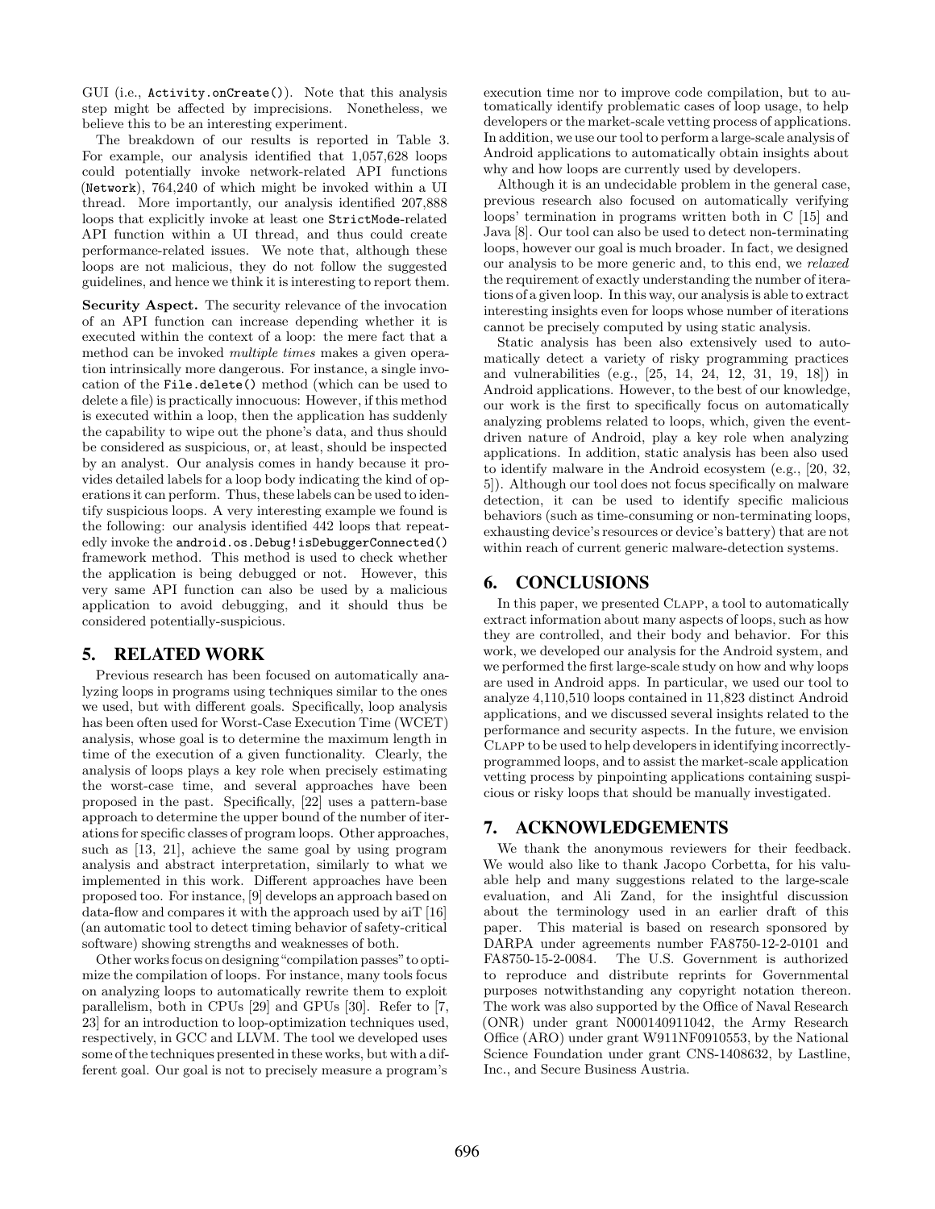GUI (i.e., `Activity.onCreate()`). Note that this analysis step might be affected by imprecisions. Nonetheless, we believe this to be an interesting experiment.

The breakdown of our results is reported in Table 3. For example, our analysis identified that 1,057,628 loops could potentially invoke network-related API functions (`Network`), 764,240 of which might be invoked within a UI thread. More importantly, our analysis identified 207,888 loops that explicitly invoke at least one `StrictMode`-related API function within a UI thread, and thus could create performance-related issues. We note that, although these loops are not malicious, they do not follow the suggested guidelines, and hence we think it is interesting to report them.

**Security Aspect.** The security relevance of the invocation of an API function can increase depending whether it is executed within the context of a loop: the mere fact that a method can be invoked *multiple times* makes a given operation intrinsically more dangerous. For instance, a single invocation of the `File.delete()` method (which can be used to delete a file) is practically innocuous: However, if this method is executed within a loop, then the application has suddenly the capability to wipe out the phone's data, and thus should be considered as suspicious, or, at least, should be inspected by an analyst. Our analysis comes in handy because it provides detailed labels for a loop body indicating the kind of operations it can perform. Thus, these labels can be used to identify suspicious loops. A very interesting example we found is the following: our analysis identified 442 loops that repeatedly invoke the `android.os.Debug!isDebuggerConnected()` framework method. This method is used to check whether the application is being debugged or not. However, this very same API function can also be used by a malicious application to avoid debugging, and it should thus be considered potentially-suspicious.

## 5. RELATED WORK

Previous research has been focused on automatically analyzing loops in programs using techniques similar to the ones we used, but with different goals. Specifically, loop analysis has been often used for Worst-Case Execution Time (WCET) analysis, whose goal is to determine the maximum length in time of the execution of a given functionality. Clearly, the analysis of loops plays a key role when precisely estimating the worst-case time, and several approaches have been proposed in the past. Specifically, [22] uses a pattern-base approach to determine the upper bound of the number of iterations for specific classes of program loops. Other approaches, such as [13, 21], achieve the same goal by using program analysis and abstract interpretation, similarly to what we implemented in this work. Different approaches have been proposed too. For instance, [9] develops an approach based on data-flow and compares it with the approach used by aiT [16] (an automatic tool to detect timing behavior of safety-critical software) showing strengths and weaknesses of both.

Other works focus on designing "compilation passes" to optimize the compilation of loops. For instance, many tools focus on analyzing loops to automatically rewrite them to exploit parallelism, both in CPUs [29] and GPUs [30]. Refer to [7, 23] for an introduction to loop-optimization techniques used, respectively, in GCC and LLVM. The tool we developed uses some of the techniques presented in these works, but with a different goal. Our goal is not to precisely measure a program's execution time nor to improve code compilation, but to automatically identify problematic cases of loop usage, to help developers or the market-scale vetting process of applications. In addition, we use our tool to perform a large-scale analysis of Android applications to automatically obtain insights about why and how loops are currently used by developers.

Although it is an undecidable problem in the general case, previous research also focused on automatically verifying loops' termination in programs written both in C [15] and Java [8]. Our tool can also be used to detect non-terminating loops, however our goal is much broader. In fact, we designed our analysis to be more generic and, to this end, we *relaxed* the requirement of exactly understanding the number of iterations of a given loop. In this way, our analysis is able to extract interesting insights even for loops whose number of iterations cannot be precisely computed by using static analysis.

Static analysis has been also extensively used to automatically detect a variety of risky programming practices and vulnerabilities (e.g., [25, 14, 24, 12, 31, 19, 18]) in Android applications. However, to the best of our knowledge, our work is the first to specifically focus on automatically analyzing problems related to loops, which, given the event-driven nature of Android, play a key role when analyzing applications. In addition, static analysis has been also used to identify malware in the Android ecosystem (e.g., [20, 32, 5]). Although our tool does not focus specifically on malware detection, it can be used to identify specific malicious behaviors (such as time-consuming or non-terminating loops, exhausting device's resources or device's battery) that are not within reach of current generic malware-detection systems.

## 6. CONCLUSIONS

In this paper, we presented Clapp, a tool to automatically extract information about many aspects of loops, such as how they are controlled, and their body and behavior. For this work, we developed our analysis for the Android system, and we performed the first large-scale study on how and why loops are used in Android apps. In particular, we used our tool to analyze 4,110,510 loops contained in 11,823 distinct Android applications, and we discussed several insights related to the performance and security aspects. In the future, we envision Clapp to be used to help developers in identifying incorrectly-programmed loops, and to assist the market-scale application vetting process by pinpointing applications containing suspicious or risky loops that should be manually investigated.

## 7. ACKNOWLEDGEMENTS

We thank the anonymous reviewers for their feedback. We would also like to thank Jacopo Corbetta, for his valuable help and many suggestions related to the large-scale evaluation, and Ali Zand, for the insightful discussion about the terminology used in an earlier draft of this paper. This material is based on research sponsored by DARPA under agreements number FA8750-12-2-0101 and FA8750-15-2-0084. The U.S. Government is authorized to reproduce and distribute reprints for Governmental purposes notwithstanding any copyright notation thereon. The work was also supported by the Office of Naval Research (ONR) under grant N000140911042, the Army Research Office (ARO) under grant W911NF0910553, by the National Science Foundation under grant CNS-1408632, by Lastline, Inc., and Secure Business Austria.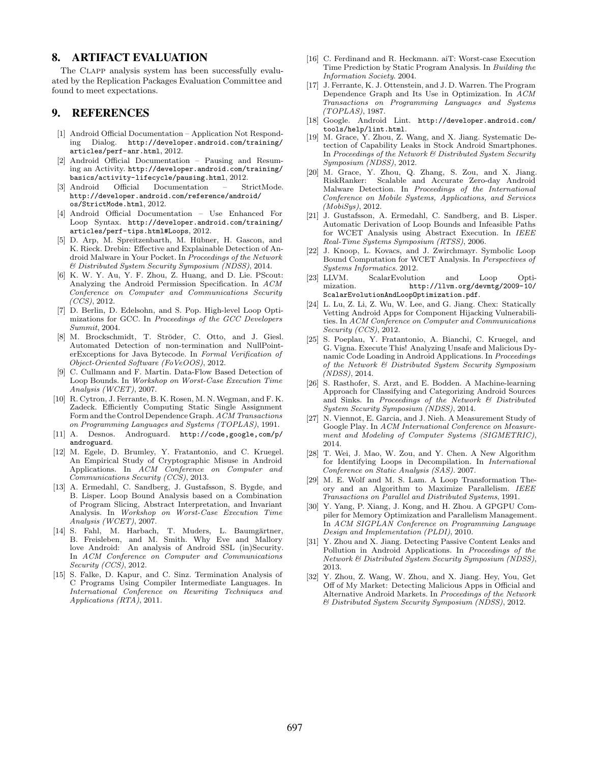## 8. ARTIFACT EVALUATION

The CLAPP analysis system has been successfully evaluated by the Replication Packages Evaluation Committee and found to meet expectations.

## 9. REFERENCES

[1] Android Official Documentation – Application Not Responding Dialog. `http://developer.android.com/training/articles/perf-anr.html`, 2012.

[2] Android Official Documentation – Pausing and Resuming an Activity. `http://developer.android.com/training/basics/activity-lifecycle/pausing.html`, 2012.

[3] Android Official Documentation – StrictMode. `http://developer.android.com/reference/android/os/StrictMode.html`, 2012.

[4] Android Official Documentation – Use Enhanced For Loop Syntax. `http://developer.android.com/training/articles/perf-tips.html#Loops`, 2012.

[5] D. Arp, M. Spreitzenbarth, M. Hübner, H. Gascon, and K. Rieck. Drebin: Effective and Explainable Detection of Android Malware in Your Pocket. In *Proceedings of the Network & Distributed System Security Symposium (NDSS)*, 2014.

[6] K. W. Y. Au, Y. F. Zhou, Z. Huang, and D. Lie. PScout: Analyzing the Android Permission Specification. In *ACM Conference on Computer and Communications Security (CCS)*, 2012.

[7] D. Berlin, D. Edelsohn, and S. Pop. High-level Loop Optimizations for GCC. In *Proceedings of the GCC Developers Summit*, 2004.

[8] M. Brockschmidt, T. Ströder, C. Otto, and J. Giesl. Automated Detection of non-termination and NullPointerExceptions for Java Bytecode. In *Formal Verification of Object-Oriented Software (FoVeOOS)*, 2012.

[9] C. Cullmann and F. Martin. Data-Flow Based Detection of Loop Bounds. In *Workshop on Worst-Case Execution Time Analysis (WCET)*, 2007.

[10] R. Cytron, J. Ferrante, B. K. Rosen, M. N. Wegman, and F. K. Zadeck. Efficiently Computing Static Single Assignment Form and the Control Dependence Graph. *ACM Transactions on Programming Languages and Systems (TOPLAS)*, 1991.

[11] A. Desnos. Androguard. `http://code,google,com/p/androguard`.

[12] M. Egele, D. Brumley, Y. Fratantonio, and C. Kruegel. An Empirical Study of Cryptographic Misuse in Android Applications. In *ACM Conference on Computer and Communications Security (CCS)*, 2013.

[13] A. Ermedahl, C. Sandberg, J. Gustafsson, S. Bygde, and B. Lisper. Loop Bound Analysis based on a Combination of Program Slicing, Abstract Interpretation, and Invariant Analysis. In *Workshop on Worst-Case Execution Time Analysis (WCET)*, 2007.

[14] S. Fahl, M. Harbach, T. Muders, L. Baumgärtner, B. Freisleben, and M. Smith. Why Eve and Mallory love Android: An analysis of Android SSL (in)Security. In *ACM Conference on Computer and Communications Security (CCS)*, 2012.

[15] S. Falke, D. Kapur, and C. Sinz. Termination Analysis of C Programs Using Compiler Intermediate Languages. In *International Conference on Rewriting Techniques and Applications (RTA)*, 2011.

[16] C. Ferdinand and R. Heckmann. aiT: Worst-case Execution Time Prediction by Static Program Analysis. In *Building the Information Society*. 2004.

[17] J. Ferrante, K. J. Ottenstein, and J. D. Warren. The Program Dependence Graph and Its Use in Optimization. In *ACM Transactions on Programming Languages and Systems (TOPLAS)*, 1987.

[18] Google. Android Lint. `http://developer.android.com/tools/help/lint.html`.

[19] M. Grace, Y. Zhou, Z. Wang, and X. Jiang. Systematic Detection of Capability Leaks in Stock Android Smartphones. In *Proceedings of the Network & Distributed System Security Symposium (NDSS)*, 2012.

[20] M. Grace, Y. Zhou, Q. Zhang, S. Zou, and X. Jiang. RiskRanker: Scalable and Accurate Zero-day Android Malware Detection. In *Proceedings of the International Conference on Mobile Systems, Applications, and Services (MobiSys)*, 2012.

[21] J. Gustafsson, A. Ermedahl, C. Sandberg, and B. Lisper. Automatic Derivation of Loop Bounds and Infeasible Paths for WCET Analysis using Abstract Execution. In *IEEE Real-Time Systems Symposium (RTSS)*, 2006.

[22] J. Knoop, L. Kovacs, and J. Zwirchmayr. Symbolic Loop Bound Computation for WCET Analysis. In *Perspectives of Systems Informatics*. 2012.

[23] LLVM. ScalarEvolution and Loop Optimization. `http://llvm.org/devmtg/2009-10/ScalarEvolutionAndLoopOptimization.pdf`.

[24] L. Lu, Z. Li, Z. Wu, W. Lee, and G. Jiang. Chex: Statically Vetting Android Apps for Component Hijacking Vulnerabilities. In *ACM Conference on Computer and Communications Security (CCS)*, 2012.

[25] S. Poeplau, Y. Fratantonio, A. Bianchi, C. Kruegel, and G. Vigna. Execute This! Analyzing Unsafe and Malicious Dynamic Code Loading in Android Applications. In *Proceedings of the Network & Distributed System Security Symposium (NDSS)*, 2014.

[26] S. Rasthofer, S. Arzt, and E. Bodden. A Machine-learning Approach for Classifying and Categorizing Android Sources and Sinks. In *Proceedings of the Network & Distributed System Security Symposium (NDSS)*, 2014.

[27] N. Viennot, E. Garcia, and J. Nieh. A Measurement Study of Google Play. In *ACM International Conference on Measurement and Modeling of Computer Systems (SIGMETRIC)*, 2014.

[28] T. Wei, J. Mao, W. Zou, and Y. Chen. A New Algorithm for Identifying Loops in Decompilation. In *International Conference on Static Analysis (SAS)*. 2007.

[29] M. E. Wolf and M. S. Lam. A Loop Transformation Theory and an Algorithm to Maximize Parallelism. *IEEE Transactions on Parallel and Distributed Systems*, 1991.

[30] Y. Yang, P. Xiang, J. Kong, and H. Zhou. A GPGPU Compiler for Memory Optimization and Parallelism Management. In *ACM SIGPLAN Conference on Programming Language Design and Implementation (PLDI)*, 2010.

[31] Y. Zhou and X. Jiang. Detecting Passive Content Leaks and Pollution in Android Applications. In *Proceedings of the Network & Distributed System Security Symposium (NDSS)*, 2013.

[32] Y. Zhou, Z. Wang, W. Zhou, and X. Jiang. Hey, You, Get Off of My Market: Detecting Malicious Apps in Official and Alternative Android Markets. In *Proceedings of the Network & Distributed System Security Symposium (NDSS)*, 2012.